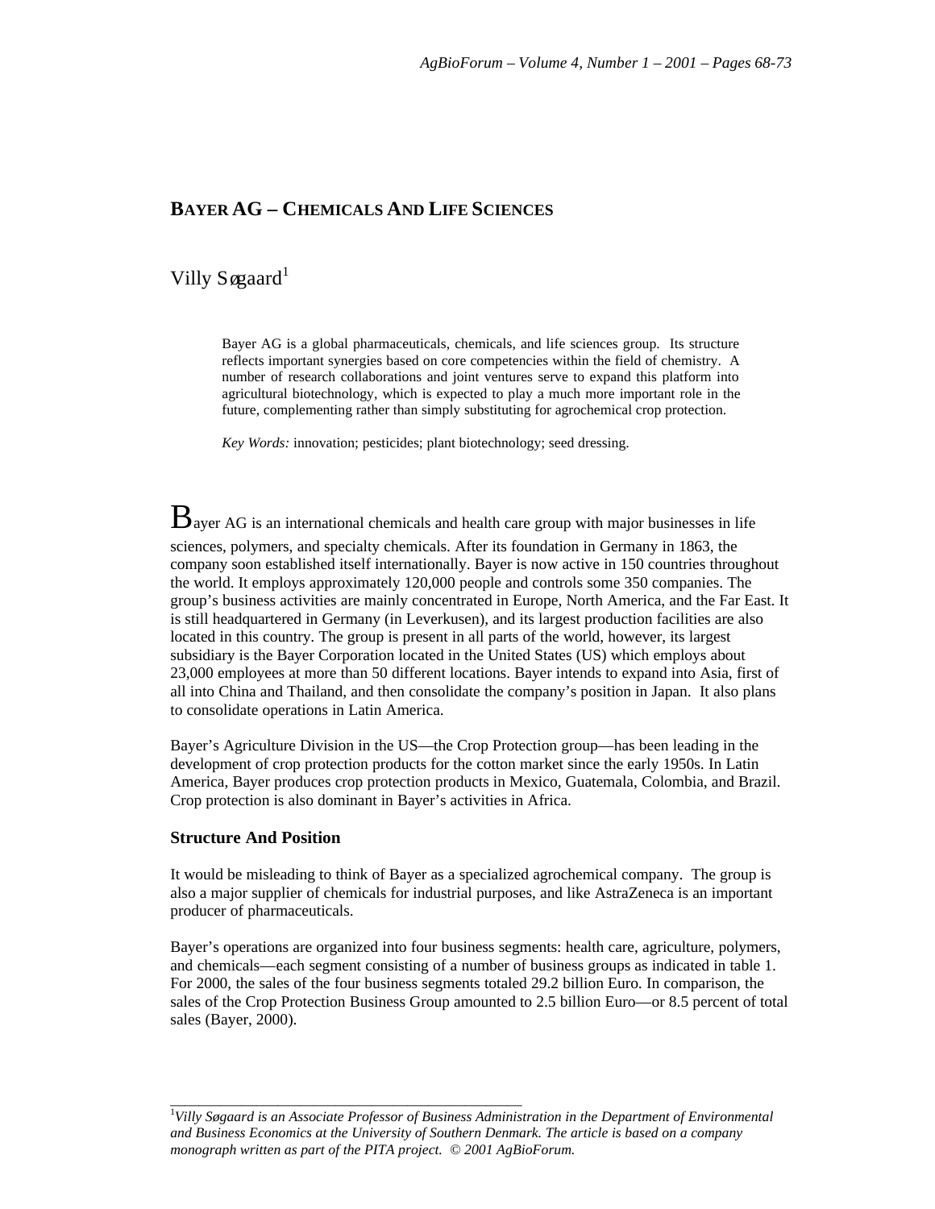# BAYER AG – CHEMICALS AND LIFE SCIENCES

Villy Søgaard[1]

Bayer AG is a global pharmaceuticals, chemicals, and life sciences group. Its structure reflects important synergies based on core competencies within the field of chemistry. A number of research collaborations and joint ventures serve to expand this platform into agricultural biotechnology, which is expected to play a much more important role in the future, complementing rather than simply substituting for agrochemical crop protection.

*Key Words:* innovation; pesticides; plant biotechnology; seed dressing.

Bayer AG is an international chemicals and health care group with major businesses in life sciences, polymers, and specialty chemicals. After its foundation in Germany in 1863, the company soon established itself internationally. Bayer is now active in 150 countries throughout the world. It employs approximately 120,000 people and controls some 350 companies. The group's business activities are mainly concentrated in Europe, North America, and the Far East. It is still headquartered in Germany (in Leverkusen), and its largest production facilities are also located in this country. The group is present in all parts of the world, however, its largest subsidiary is the Bayer Corporation located in the United States (US) which employs about 23,000 employees at more than 50 different locations. Bayer intends to expand into Asia, first of all into China and Thailand, and then consolidate the company's position in Japan. It also plans to consolidate operations in Latin America.

Bayer's Agriculture Division in the US—the Crop Protection group—has been leading in the development of crop protection products for the cotton market since the early 1950s. In Latin America, Bayer produces crop protection products in Mexico, Guatemala, Colombia, and Brazil. Crop protection is also dominant in Bayer's activities in Africa.

## Structure And Position

It would be misleading to think of Bayer as a specialized agrochemical company. The group is also a major supplier of chemicals for industrial purposes, and like AstraZeneca is an important producer of pharmaceuticals.

Bayer's operations are organized into four business segments: health care, agriculture, polymers, and chemicals—each segment consisting of a number of business groups as indicated in table 1. For 2000, the sales of the four business segments totaled 29.2 billion Euro. In comparison, the sales of the Crop Protection Business Group amounted to 2.5 billion Euro—or 8.5 percent of total sales (Bayer, 2000).

---

[1] *Villy Søgaard is an Associate Professor of Business Administration in the Department of Environmental and Business Economics at the University of Southern Denmark. The article is based on a company monograph written as part of the PITA project. © 2001 AgBioForum.*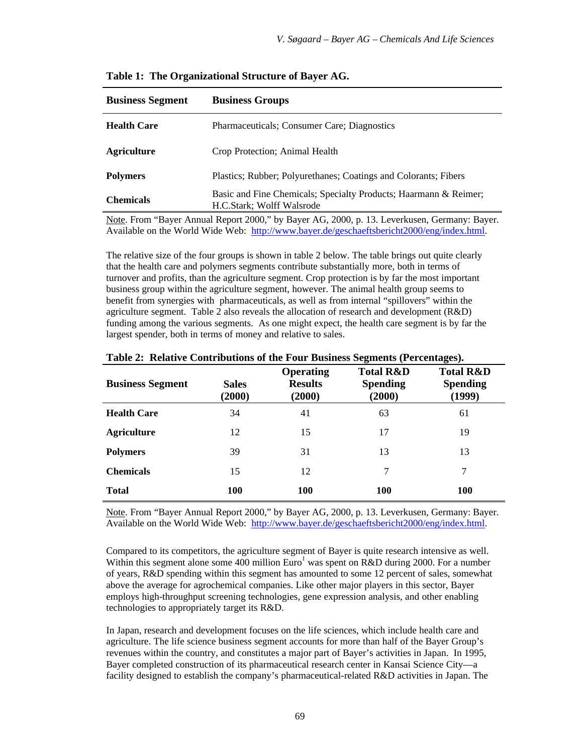**Table 1: The Organizational Structure of Bayer AG.**

| Business Segment | Business Groups |
|---|---|
| **Health Care** | Pharmaceuticals; Consumer Care; Diagnostics |
| **Agriculture** | Crop Protection; Animal Health |
| **Polymers** | Plastics; Rubber; Polyurethanes; Coatings and Colorants; Fibers |
| **Chemicals** | Basic and Fine Chemicals; Specialty Products; Haarmann & Reimer; H.C.Stark; Wolff Walsrode |

Note. From "Bayer Annual Report 2000," by Bayer AG, 2000, p. 13. Leverkusen, Germany: Bayer. Available on the World Wide Web: http://www.bayer.de/geschaeftsbericht2000/eng/index.html.

The relative size of the four groups is shown in table 2 below. The table brings out quite clearly that the health care and polymers segments contribute substantially more, both in terms of turnover and profits, than the agriculture segment. Crop protection is by far the most important business group within the agriculture segment, however. The animal health group seems to benefit from synergies with pharmaceuticals, as well as from internal "spillovers" within the agriculture segment. Table 2 also reveals the allocation of research and development (R&D) funding among the various segments. As one might expect, the health care segment is by far the largest spender, both in terms of money and relative to sales.

**Table 2: Relative Contributions of the Four Business Segments (Percentages).**

| Business Segment | Sales (2000) | Operating Results (2000) | Total R&D Spending (2000) | Total R&D Spending (1999) |
|---|---|---|---|---|
| **Health Care** | 34 | 41 | 63 | 61 |
| **Agriculture** | 12 | 15 | 17 | 19 |
| **Polymers** | 39 | 31 | 13 | 13 |
| **Chemicals** | 15 | 12 | 7 | 7 |
| **Total** | **100** | **100** | **100** | **100** |

Note. From "Bayer Annual Report 2000," by Bayer AG, 2000, p. 13. Leverkusen, Germany: Bayer. Available on the World Wide Web: http://www.bayer.de/geschaeftsbericht2000/eng/index.html.

Compared to its competitors, the agriculture segment of Bayer is quite research intensive as well. Within this segment alone some 400 million Euro[1] was spent on R&D during 2000. For a number of years, R&D spending within this segment has amounted to some 12 percent of sales, somewhat above the average for agrochemical companies. Like other major players in this sector, Bayer employs high-throughput screening technologies, gene expression analysis, and other enabling technologies to appropriately target its R&D.

In Japan, research and development focuses on the life sciences, which include health care and agriculture. The life science business segment accounts for more than half of the Bayer Group's revenues within the country, and constitutes a major part of Bayer's activities in Japan. In 1995, Bayer completed construction of its pharmaceutical research center in Kansai Science City—a facility designed to establish the company's pharmaceutical-related R&D activities in Japan. The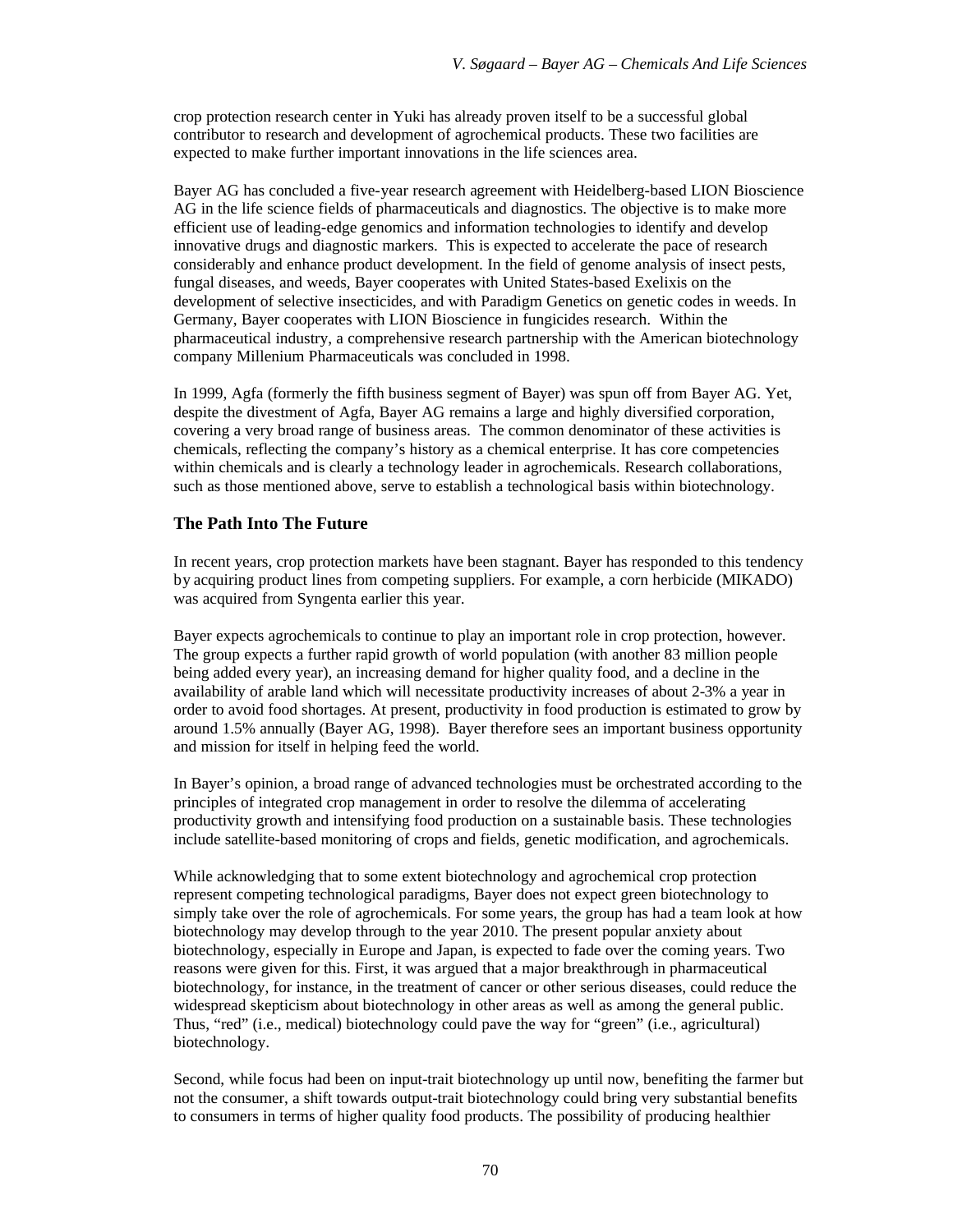crop protection research center in Yuki has already proven itself to be a successful global contributor to research and development of agrochemical products. These two facilities are expected to make further important innovations in the life sciences area.

Bayer AG has concluded a five-year research agreement with Heidelberg-based LION Bioscience AG in the life science fields of pharmaceuticals and diagnostics. The objective is to make more efficient use of leading-edge genomics and information technologies to identify and develop innovative drugs and diagnostic markers. This is expected to accelerate the pace of research considerably and enhance product development. In the field of genome analysis of insect pests, fungal diseases, and weeds, Bayer cooperates with United States-based Exelixis on the development of selective insecticides, and with Paradigm Genetics on genetic codes in weeds. In Germany, Bayer cooperates with LION Bioscience in fungicides research. Within the pharmaceutical industry, a comprehensive research partnership with the American biotechnology company Millenium Pharmaceuticals was concluded in 1998.

In 1999, Agfa (formerly the fifth business segment of Bayer) was spun off from Bayer AG. Yet, despite the divestment of Agfa, Bayer AG remains a large and highly diversified corporation, covering a very broad range of business areas. The common denominator of these activities is chemicals, reflecting the company's history as a chemical enterprise. It has core competencies within chemicals and is clearly a technology leader in agrochemicals. Research collaborations, such as those mentioned above, serve to establish a technological basis within biotechnology.

### The Path Into The Future

In recent years, crop protection markets have been stagnant. Bayer has responded to this tendency by acquiring product lines from competing suppliers. For example, a corn herbicide (MIKADO) was acquired from Syngenta earlier this year.

Bayer expects agrochemicals to continue to play an important role in crop protection, however. The group expects a further rapid growth of world population (with another 83 million people being added every year), an increasing demand for higher quality food, and a decline in the availability of arable land which will necessitate productivity increases of about 2-3% a year in order to avoid food shortages. At present, productivity in food production is estimated to grow by around 1.5% annually (Bayer AG, 1998). Bayer therefore sees an important business opportunity and mission for itself in helping feed the world.

In Bayer's opinion, a broad range of advanced technologies must be orchestrated according to the principles of integrated crop management in order to resolve the dilemma of accelerating productivity growth and intensifying food production on a sustainable basis. These technologies include satellite-based monitoring of crops and fields, genetic modification, and agrochemicals.

While acknowledging that to some extent biotechnology and agrochemical crop protection represent competing technological paradigms, Bayer does not expect green biotechnology to simply take over the role of agrochemicals. For some years, the group has had a team look at how biotechnology may develop through to the year 2010. The present popular anxiety about biotechnology, especially in Europe and Japan, is expected to fade over the coming years. Two reasons were given for this. First, it was argued that a major breakthrough in pharmaceutical biotechnology, for instance, in the treatment of cancer or other serious diseases, could reduce the widespread skepticism about biotechnology in other areas as well as among the general public. Thus, "red" (i.e., medical) biotechnology could pave the way for "green" (i.e., agricultural) biotechnology.

Second, while focus had been on input-trait biotechnology up until now, benefiting the farmer but not the consumer, a shift towards output-trait biotechnology could bring very substantial benefits to consumers in terms of higher quality food products. The possibility of producing healthier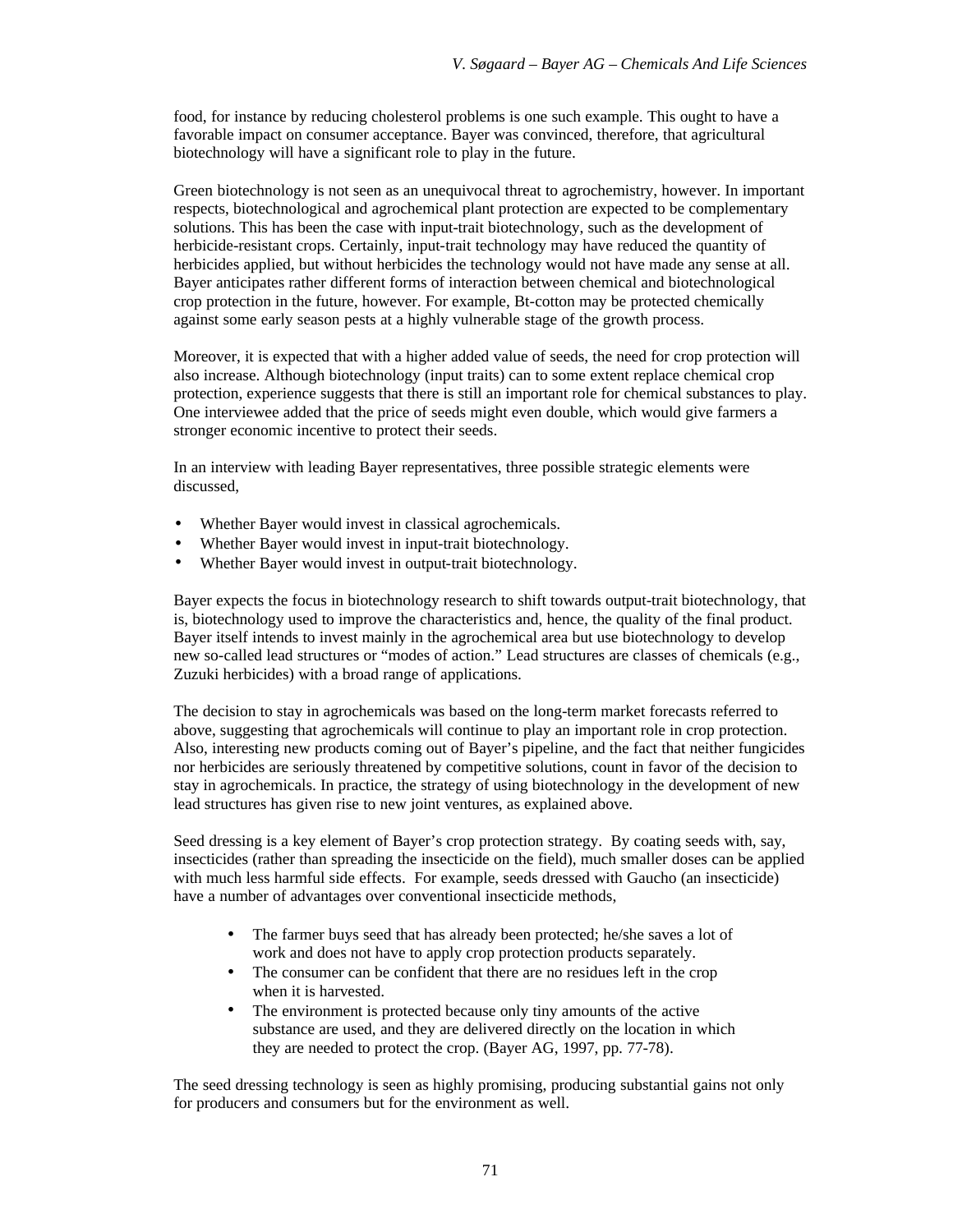food, for instance by reducing cholesterol problems is one such example. This ought to have a favorable impact on consumer acceptance. Bayer was convinced, therefore, that agricultural biotechnology will have a significant role to play in the future.

Green biotechnology is not seen as an unequivocal threat to agrochemistry, however. In important respects, biotechnological and agrochemical plant protection are expected to be complementary solutions. This has been the case with input-trait biotechnology, such as the development of herbicide-resistant crops. Certainly, input-trait technology may have reduced the quantity of herbicides applied, but without herbicides the technology would not have made any sense at all. Bayer anticipates rather different forms of interaction between chemical and biotechnological crop protection in the future, however. For example, Bt-cotton may be protected chemically against some early season pests at a highly vulnerable stage of the growth process.

Moreover, it is expected that with a higher added value of seeds, the need for crop protection will also increase. Although biotechnology (input traits) can to some extent replace chemical crop protection, experience suggests that there is still an important role for chemical substances to play. One interviewee added that the price of seeds might even double, which would give farmers a stronger economic incentive to protect their seeds.

In an interview with leading Bayer representatives, three possible strategic elements were discussed,

- Whether Bayer would invest in classical agrochemicals.
- Whether Bayer would invest in input-trait biotechnology.
- Whether Bayer would invest in output-trait biotechnology.

Bayer expects the focus in biotechnology research to shift towards output-trait biotechnology, that is, biotechnology used to improve the characteristics and, hence, the quality of the final product. Bayer itself intends to invest mainly in the agrochemical area but use biotechnology to develop new so-called lead structures or "modes of action." Lead structures are classes of chemicals (e.g., Zuzuki herbicides) with a broad range of applications.

The decision to stay in agrochemicals was based on the long-term market forecasts referred to above, suggesting that agrochemicals will continue to play an important role in crop protection. Also, interesting new products coming out of Bayer's pipeline, and the fact that neither fungicides nor herbicides are seriously threatened by competitive solutions, count in favor of the decision to stay in agrochemicals. In practice, the strategy of using biotechnology in the development of new lead structures has given rise to new joint ventures, as explained above.

Seed dressing is a key element of Bayer's crop protection strategy. By coating seeds with, say, insecticides (rather than spreading the insecticide on the field), much smaller doses can be applied with much less harmful side effects. For example, seeds dressed with Gaucho (an insecticide) have a number of advantages over conventional insecticide methods,

- The farmer buys seed that has already been protected; he/she saves a lot of work and does not have to apply crop protection products separately.
- The consumer can be confident that there are no residues left in the crop when it is harvested.
- The environment is protected because only tiny amounts of the active substance are used, and they are delivered directly on the location in which they are needed to protect the crop. (Bayer AG, 1997, pp. 77-78).

The seed dressing technology is seen as highly promising, producing substantial gains not only for producers and consumers but for the environment as well.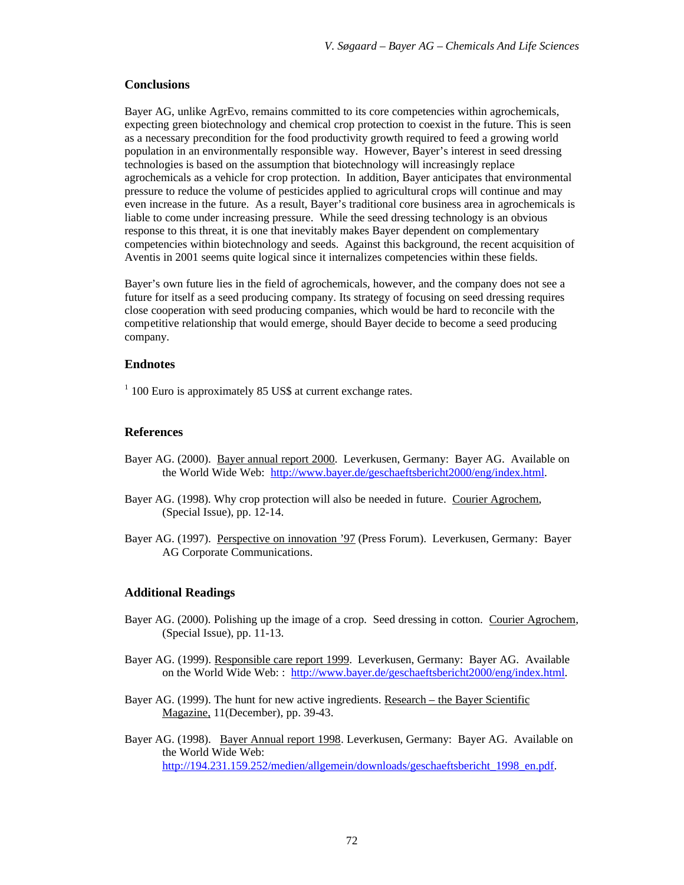## Conclusions

Bayer AG, unlike AgrEvo, remains committed to its core competencies within agrochemicals, expecting green biotechnology and chemical crop protection to coexist in the future. This is seen as a necessary precondition for the food productivity growth required to feed a growing world population in an environmentally responsible way. However, Bayer's interest in seed dressing technologies is based on the assumption that biotechnology will increasingly replace agrochemicals as a vehicle for crop protection. In addition, Bayer anticipates that environmental pressure to reduce the volume of pesticides applied to agricultural crops will continue and may even increase in the future. As a result, Bayer's traditional core business area in agrochemicals is liable to come under increasing pressure. While the seed dressing technology is an obvious response to this threat, it is one that inevitably makes Bayer dependent on complementary competencies within biotechnology and seeds. Against this background, the recent acquisition of Aventis in 2001 seems quite logical since it internalizes competencies within these fields.

Bayer's own future lies in the field of agrochemicals, however, and the company does not see a future for itself as a seed producing company. Its strategy of focusing on seed dressing requires close cooperation with seed producing companies, which would be hard to reconcile with the competitive relationship that would emerge, should Bayer decide to become a seed producing company.

## Endnotes

[1] 100 Euro is approximately 85 US$ at current exchange rates.

## References

Bayer AG. (2000). Bayer annual report 2000. Leverkusen, Germany: Bayer AG. Available on the World Wide Web: http://www.bayer.de/geschaeftsbericht2000/eng/index.html.

Bayer AG. (1998). Why crop protection will also be needed in future. Courier Agrochem, (Special Issue), pp. 12-14.

Bayer AG. (1997). Perspective on innovation '97 (Press Forum). Leverkusen, Germany: Bayer AG Corporate Communications.

## Additional Readings

Bayer AG. (2000). Polishing up the image of a crop. Seed dressing in cotton. Courier Agrochem, (Special Issue), pp. 11-13.

Bayer AG. (1999). Responsible care report 1999. Leverkusen, Germany: Bayer AG. Available on the World Wide Web: : http://www.bayer.de/geschaeftsbericht2000/eng/index.html.

Bayer AG. (1999). The hunt for new active ingredients. Research – the Bayer Scientific Magazine, 11(December), pp. 39-43.

Bayer AG. (1998). Bayer Annual report 1998. Leverkusen, Germany: Bayer AG. Available on the World Wide Web: http://194.231.159.252/medien/allgemein/downloads/geschaeftsbericht_1998_en.pdf.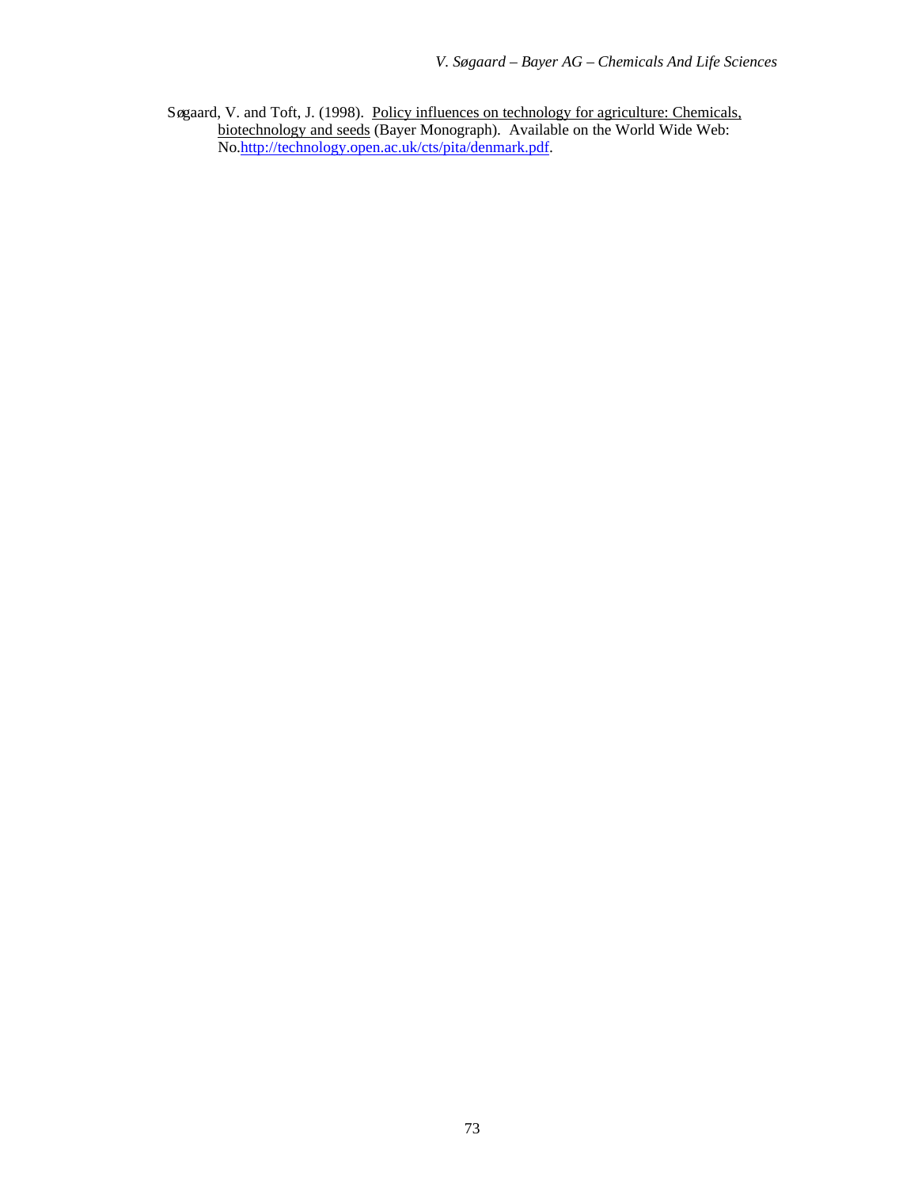Søgaard, V. and Toft, J. (1998). Policy influences on technology for agriculture: Chemicals, biotechnology and seeds (Bayer Monograph). Available on the World Wide Web: No.http://technology.open.ac.uk/cts/pita/denmark.pdf.